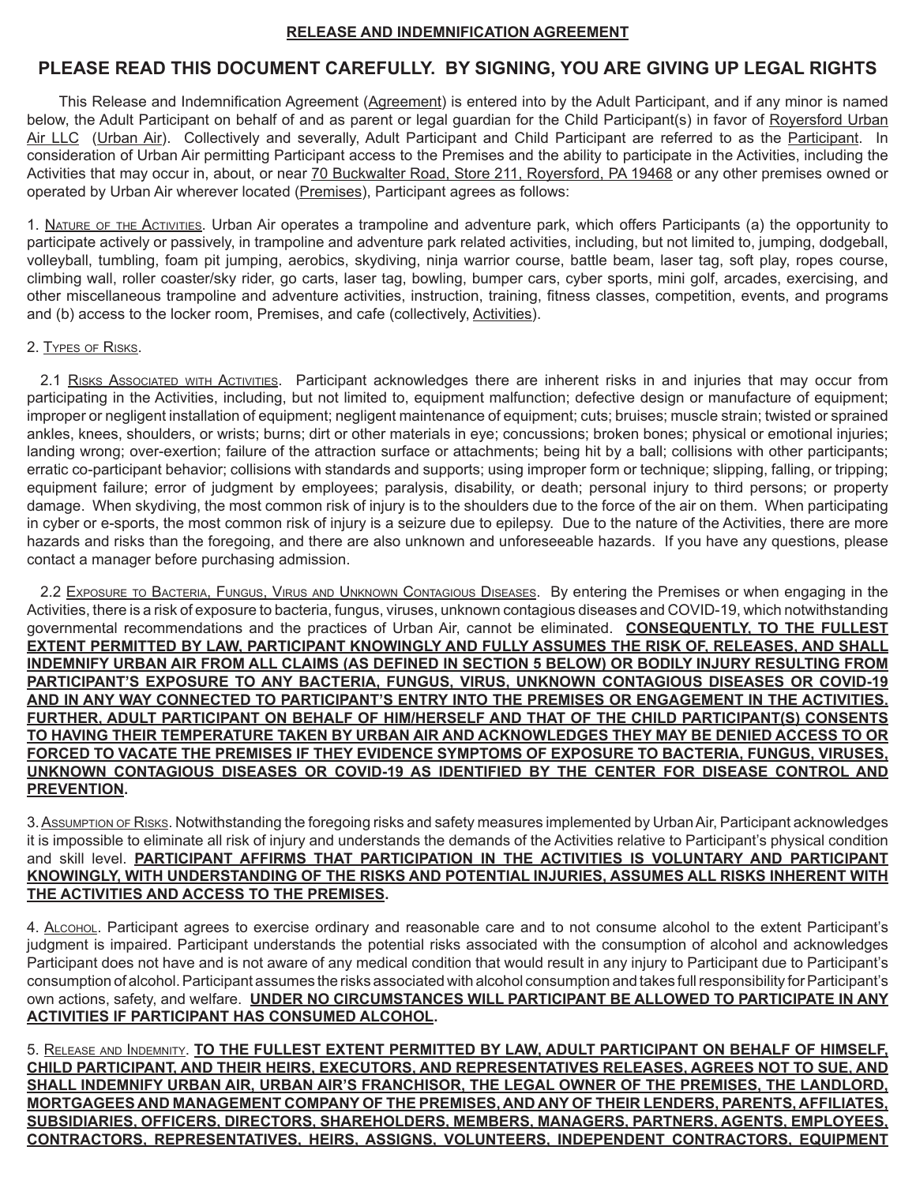**RELEASE AND INDEMNIFICATION AGREEMENT**

## PLEASE READ THIS DOCUMENT CAREFULLY. BY SIGNING, YOU ARE GIVING UP LEGAL RIGHTS

This Release and Indemnification Agreement (Agreement) is entered into by the Adult Participant, and if any minor is named below, the Adult Participant on behalf of and as parent or legal guardian for the Child Participant(s) in favor of Royersford Urban Air LLC (Urban Air). Collectively and severally, Adult Participant and Child Participant are referred to as the Participant. In consideration of Urban Air permitting Participant access to the Premises and the ability to participate in the Activities, including the Activities that may occur in, about, or near 70 Buckwalter Road, Store 211, Royersford, PA 19468 or any other premises owned or operated by Urban Air wherever located (Premises), Participant agrees as follows:

1. Nature of the Activities. Urban Air operates a trampoline and adventure park, which offers Participants (a) the opportunity to participate actively or passively, in trampoline and adventure park related activities, including, but not limited to, jumping, dodgeball, volleyball, tumbling, foam pit jumping, aerobics, skydiving, ninja warrior course, battle beam, laser tag, soft play, ropes course, climbing wall, roller coaster/sky rider, go carts, laser tag, bowling, bumper cars, cyber sports, mini golf, arcades, exercising, and other miscellaneous trampoline and adventure activities, instruction, training, fitness classes, competition, events, and programs and (b) access to the locker room, Premises, and cafe (collectively, Activities).

2. Types of Risks.

2.1 Risks Associated with Activities. Participant acknowledges there are inherent risks in and injuries that may occur from participating in the Activities, including, but not limited to, equipment malfunction; defective design or manufacture of equipment; improper or negligent installation of equipment; negligent maintenance of equipment; cuts; bruises; muscle strain; twisted or sprained ankles, knees, shoulders, or wrists; burns; dirt or other materials in eye; concussions; broken bones; physical or emotional injuries; landing wrong; over-exertion; failure of the attraction surface or attachments; being hit by a ball; collisions with other participants; erratic co-participant behavior; collisions with standards and supports; using improper form or technique; slipping, falling, or tripping; equipment failure; error of judgment by employees; paralysis, disability, or death; personal injury to third persons; or property damage. When skydiving, the most common risk of injury is to the shoulders due to the force of the air on them. When participating in cyber or e-sports, the most common risk of injury is a seizure due to epilepsy. Due to the nature of the Activities, there are more hazards and risks than the foregoing, and there are also unknown and unforeseeable hazards. If you have any questions, please contact a manager before purchasing admission.

2.2 Exposure to Bacteria, Fungus, Virus and Unknown Contagious Diseases. By entering the Premises or when engaging in the Activities, there is a risk of exposure to bacteria, fungus, viruses, unknown contagious diseases and COVID-19, which notwithstanding governmental recommendations and the practices of Urban Air, cannot be eliminated. **CONSEQUENTLY, TO THE FULLEST EXTENT PERMITTED BY LAW, PARTICIPANT KNOWINGLY AND FULLY ASSUMES THE RISK OF, RELEASES, AND SHALL INDEMNIFY URBAN AIR FROM ALL CLAIMS (AS DEFINED IN SECTION 5 BELOW) OR BODILY INJURY RESULTING FROM PARTICIPANT'S EXPOSURE TO ANY BACTERIA, FUNGUS, VIRUS, UNKNOWN CONTAGIOUS DISEASES OR COVID-19 AND IN ANY WAY CONNECTED TO PARTICIPANT'S ENTRY INTO THE PREMISES OR ENGAGEMENT IN THE ACTIVITIES. FURTHER, ADULT PARTICIPANT ON BEHALF OF HIM/HERSELF AND THAT OF THE CHILD PARTICIPANT(S) CONSENTS TO HAVING THEIR TEMPERATURE TAKEN BY URBAN AIR AND ACKNOWLEDGES THEY MAY BE DENIED ACCESS TO OR FORCED TO VACATE THE PREMISES IF THEY EVIDENCE SYMPTOMS OF EXPOSURE TO BACTERIA, FUNGUS, VIRUSES, UNKNOWN CONTAGIOUS DISEASES OR COVID-19 AS IDENTIFIED BY THE CENTER FOR DISEASE CONTROL AND PREVENTION.**

3. Assumption of Risks. Notwithstanding the foregoing risks and safety measures implemented by Urban Air, Participant acknowledges it is impossible to eliminate all risk of injury and understands the demands of the Activities relative to Participant's physical condition and skill level. **PARTICIPANT AFFIRMS THAT PARTICIPATION IN THE ACTIVITIES IS VOLUNTARY AND PARTICIPANT KNOWINGLY, WITH UNDERSTANDING OF THE RISKS AND POTENTIAL INJURIES, ASSUMES ALL RISKS INHERENT WITH THE ACTIVITIES AND ACCESS TO THE PREMISES.**

4. Alcohol. Participant agrees to exercise ordinary and reasonable care and to not consume alcohol to the extent Participant's judgment is impaired. Participant understands the potential risks associated with the consumption of alcohol and acknowledges Participant does not have and is not aware of any medical condition that would result in any injury to Participant due to Participant's consumption of alcohol. Participant assumes the risks associated with alcohol consumption and takes full responsibility for Participant's own actions, safety, and welfare. **UNDER NO CIRCUMSTANCES WILL PARTICIPANT BE ALLOWED TO PARTICIPATE IN ANY ACTIVITIES IF PARTICIPANT HAS CONSUMED ALCOHOL.**

5. Release and Indemnity. **TO THE FULLEST EXTENT PERMITTED BY LAW, ADULT PARTICIPANT ON BEHALF OF HIMSELF, CHILD PARTICIPANT, AND THEIR HEIRS, EXECUTORS, AND REPRESENTATIVES RELEASES, AGREES NOT TO SUE, AND SHALL INDEMNIFY URBAN AIR, URBAN AIR'S FRANCHISOR, THE LEGAL OWNER OF THE PREMISES, THE LANDLORD, MORTGAGEES AND MANAGEMENT COMPANY OF THE PREMISES, AND ANY OF THEIR LENDERS, PARENTS, AFFILIATES, SUBSIDIARIES, OFFICERS, DIRECTORS, SHAREHOLDERS, MEMBERS, MANAGERS, PARTNERS, AGENTS, EMPLOYEES, CONTRACTORS, REPRESENTATIVES, HEIRS, ASSIGNS, VOLUNTEERS, INDEPENDENT CONTRACTORS, EQUIPMENT**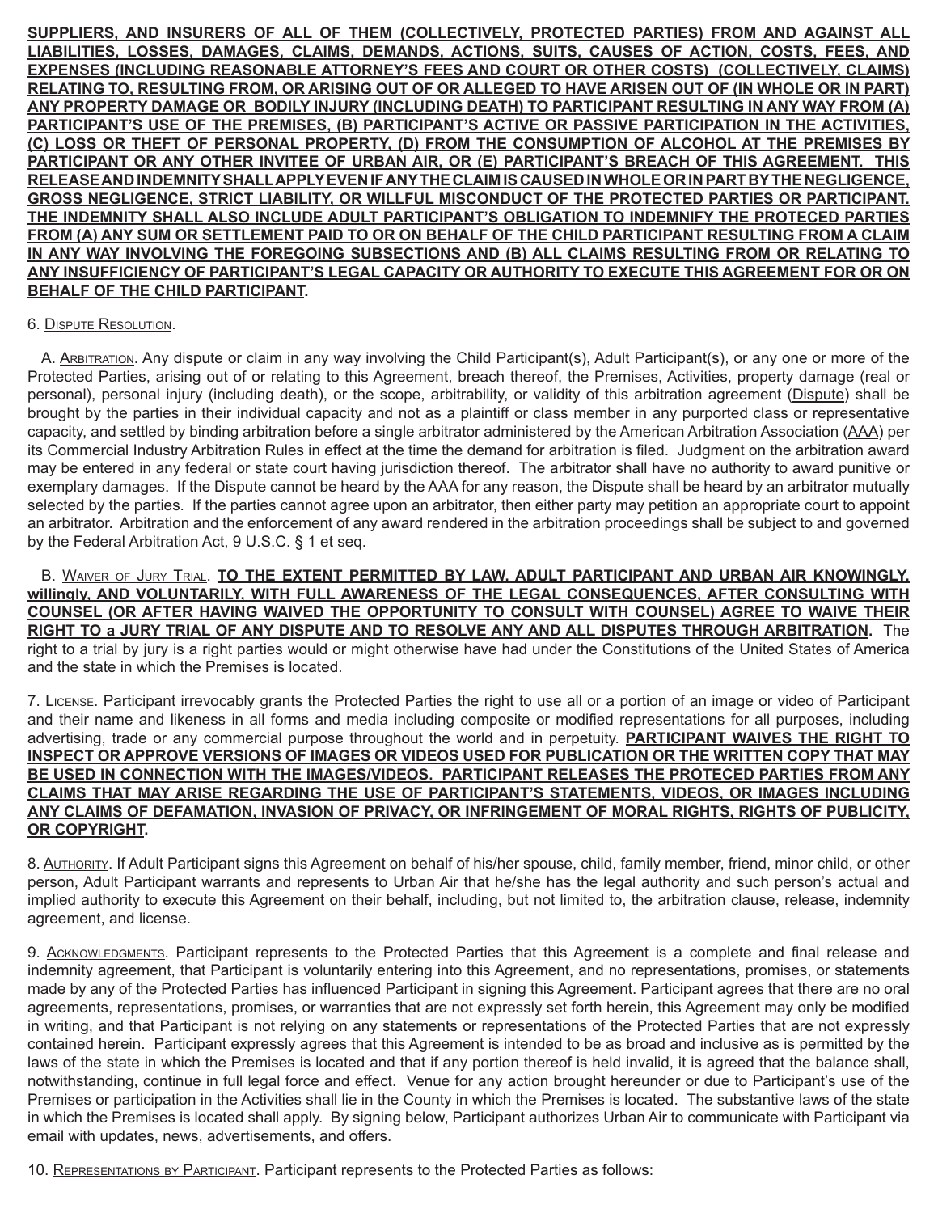**SUPPLIERS, AND INSURERS OF ALL OF THEM (COLLECTIVELY, PROTECTED PARTIES) FROM AND AGAINST ALL LIABILITIES, LOSSES, DAMAGES, CLAIMS, DEMANDS, ACTIONS, SUITS, CAUSES OF ACTION, COSTS, FEES, AND EXPENSES (INCLUDING REASONABLE ATTORNEY'S FEES AND COURT OR OTHER COSTS) (COLLECTIVELY, CLAIMS) RELATING TO, RESULTING FROM, OR ARISING OUT OF OR ALLEGED TO HAVE ARISEN OUT OF (IN WHOLE OR IN PART) ANY PROPERTY DAMAGE OR BODILY INJURY (INCLUDING DEATH) TO PARTICIPANT RESULTING IN ANY WAY FROM (A) PARTICIPANT'S USE OF THE PREMISES, (B) PARTICIPANT'S ACTIVE OR PASSIVE PARTICIPATION IN THE ACTIVITIES, (C) LOSS OR THEFT OF PERSONAL PROPERTY, (D) FROM THE CONSUMPTION OF ALCOHOL AT THE PREMISES BY PARTICIPANT OR ANY OTHER INVITEE OF URBAN AIR, OR (E) PARTICIPANT'S BREACH OF THIS AGREEMENT. THIS RELEASE AND INDEMNITY SHALL APPLY EVEN IF ANY THE CLAIM IS CAUSED IN WHOLE OR IN PART BY THE NEGLIGENCE, GROSS NEGLIGENCE, STRICT LIABILITY, OR WILLFUL MISCONDUCT OF THE PROTECTED PARTIES OR PARTICIPANT. THE INDEMNITY SHALL ALSO INCLUDE ADULT PARTICIPANT'S OBLIGATION TO INDEMNIFY THE PROTECED PARTIES FROM (A) ANY SUM OR SETTLEMENT PAID TO OR ON BEHALF OF THE CHILD PARTICIPANT RESULTING FROM A CLAIM IN ANY WAY INVOLVING THE FOREGOING SUBSECTIONS AND (B) ALL CLAIMS RESULTING FROM OR RELATING TO ANY INSUFFICIENCY OF PARTICIPANT'S LEGAL CAPACITY OR AUTHORITY TO EXECUTE THIS AGREEMENT FOR OR ON BEHALF OF THE CHILD PARTICIPANT.**

6. Dispute Resolution.

A. Arbitration. Any dispute or claim in any way involving the Child Participant(s), Adult Participant(s), or any one or more of the Protected Parties, arising out of or relating to this Agreement, breach thereof, the Premises, Activities, property damage (real or personal), personal injury (including death), or the scope, arbitrability, or validity of this arbitration agreement (Dispute) shall be brought by the parties in their individual capacity and not as a plaintiff or class member in any purported class or representative capacity, and settled by binding arbitration before a single arbitrator administered by the American Arbitration Association (AAA) per its Commercial Industry Arbitration Rules in effect at the time the demand for arbitration is filed. Judgment on the arbitration award may be entered in any federal or state court having jurisdiction thereof. The arbitrator shall have no authority to award punitive or exemplary damages. If the Dispute cannot be heard by the AAA for any reason, the Dispute shall be heard by an arbitrator mutually selected by the parties. If the parties cannot agree upon an arbitrator, then either party may petition an appropriate court to appoint an arbitrator. Arbitration and the enforcement of any award rendered in the arbitration proceedings shall be subject to and governed by the Federal Arbitration Act, 9 U.S.C. § 1 et seq.

B. Waiver of Jury Trial. **TO THE EXTENT PERMITTED BY LAW, ADULT PARTICIPANT AND URBAN AIR KNOWINGLY, willingly, AND VOLUNTARILY, WITH FULL AWARENESS OF THE LEGAL CONSEQUENCES, AFTER CONSULTING WITH COUNSEL (OR AFTER HAVING WAIVED THE OPPORTUNITY TO CONSULT WITH COUNSEL) AGREE TO WAIVE THEIR RIGHT TO a JURY TRIAL OF ANY DISPUTE AND TO RESOLVE ANY AND ALL DISPUTES THROUGH ARBITRATION.** The right to a trial by jury is a right parties would or might otherwise have had under the Constitutions of the United States of America and the state in which the Premises is located.

7. License. Participant irrevocably grants the Protected Parties the right to use all or a portion of an image or video of Participant and their name and likeness in all forms and media including composite or modified representations for all purposes, including advertising, trade or any commercial purpose throughout the world and in perpetuity. **PARTICIPANT WAIVES THE RIGHT TO INSPECT OR APPROVE VERSIONS OF IMAGES OR VIDEOS USED FOR PUBLICATION OR THE WRITTEN COPY THAT MAY BE USED IN CONNECTION WITH THE IMAGES/VIDEOS. PARTICIPANT RELEASES THE PROTECED PARTIES FROM ANY CLAIMS THAT MAY ARISE REGARDING THE USE OF PARTICIPANT'S STATEMENTS, VIDEOS, OR IMAGES INCLUDING ANY CLAIMS OF DEFAMATION, INVASION OF PRIVACY, OR INFRINGEMENT OF MORAL RIGHTS, RIGHTS OF PUBLICITY, OR COPYRIGHT.**

8. Authority. If Adult Participant signs this Agreement on behalf of his/her spouse, child, family member, friend, minor child, or other person, Adult Participant warrants and represents to Urban Air that he/she has the legal authority and such person's actual and implied authority to execute this Agreement on their behalf, including, but not limited to, the arbitration clause, release, indemnity agreement, and license.

9. Acknowledgments. Participant represents to the Protected Parties that this Agreement is a complete and final release and indemnity agreement, that Participant is voluntarily entering into this Agreement, and no representations, promises, or statements made by any of the Protected Parties has influenced Participant in signing this Agreement. Participant agrees that there are no oral agreements, representations, promises, or warranties that are not expressly set forth herein, this Agreement may only be modified in writing, and that Participant is not relying on any statements or representations of the Protected Parties that are not expressly contained herein. Participant expressly agrees that this Agreement is intended to be as broad and inclusive as is permitted by the laws of the state in which the Premises is located and that if any portion thereof is held invalid, it is agreed that the balance shall, notwithstanding, continue in full legal force and effect. Venue for any action brought hereunder or due to Participant's use of the Premises or participation in the Activities shall lie in the County in which the Premises is located. The substantive laws of the state in which the Premises is located shall apply. By signing below, Participant authorizes Urban Air to communicate with Participant via email with updates, news, advertisements, and offers.

10. Representations by Participant. Participant represents to the Protected Parties as follows: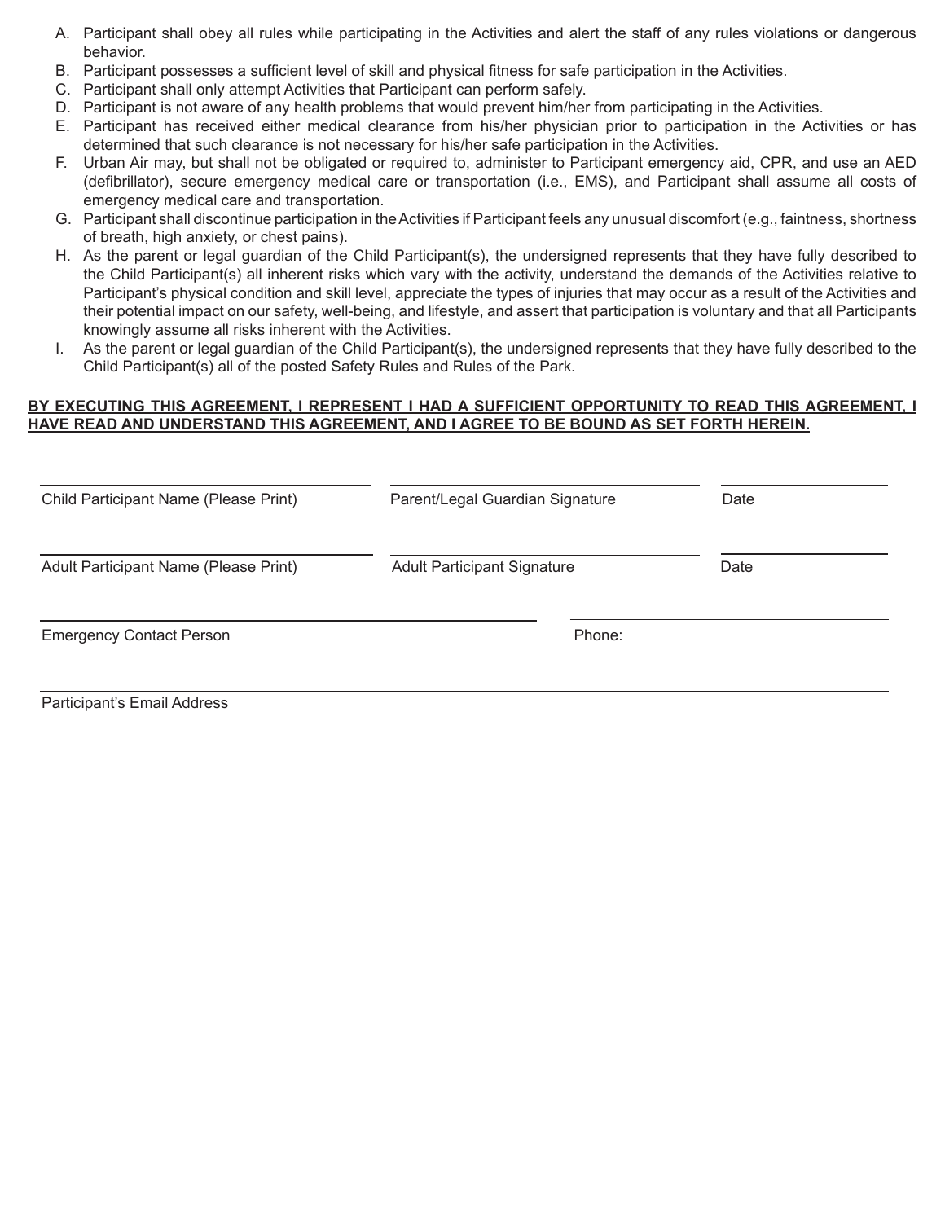A. Participant shall obey all rules while participating in the Activities and alert the staff of any rules violations or dangerous behavior.
B. Participant possesses a sufficient level of skill and physical fitness for safe participation in the Activities.
C. Participant shall only attempt Activities that Participant can perform safely.
D. Participant is not aware of any health problems that would prevent him/her from participating in the Activities.
E. Participant has received either medical clearance from his/her physician prior to participation in the Activities or has determined that such clearance is not necessary for his/her safe participation in the Activities.
F. Urban Air may, but shall not be obligated or required to, administer to Participant emergency aid, CPR, and use an AED (defibrillator), secure emergency medical care or transportation (i.e., EMS), and Participant shall assume all costs of emergency medical care and transportation.
G. Participant shall discontinue participation in the Activities if Participant feels any unusual discomfort (e.g., faintness, shortness of breath, high anxiety, or chest pains).
H. As the parent or legal guardian of the Child Participant(s), the undersigned represents that they have fully described to the Child Participant(s) all inherent risks which vary with the activity, understand the demands of the Activities relative to Participant's physical condition and skill level, appreciate the types of injuries that may occur as a result of the Activities and their potential impact on our safety, well-being, and lifestyle, and assert that participation is voluntary and that all Participants knowingly assume all risks inherent with the Activities.
I. As the parent or legal guardian of the Child Participant(s), the undersigned represents that they have fully described to the Child Participant(s) all of the posted Safety Rules and Rules of the Park.

**BY EXECUTING THIS AGREEMENT, I REPRESENT I HAD A SUFFICIENT OPPORTUNITY TO READ THIS AGREEMENT, I HAVE READ AND UNDERSTAND THIS AGREEMENT, AND I AGREE TO BE BOUND AS SET FORTH HEREIN.**

Child Participant Name (Please Print) ______________ Parent/Legal Guardian Signature ______________ Date ______________

Adult Participant Name (Please Print) ______________ Adult Participant Signature ______________ Date ______________

Emergency Contact Person ______________ Phone: ______________

Participant's Email Address ______________